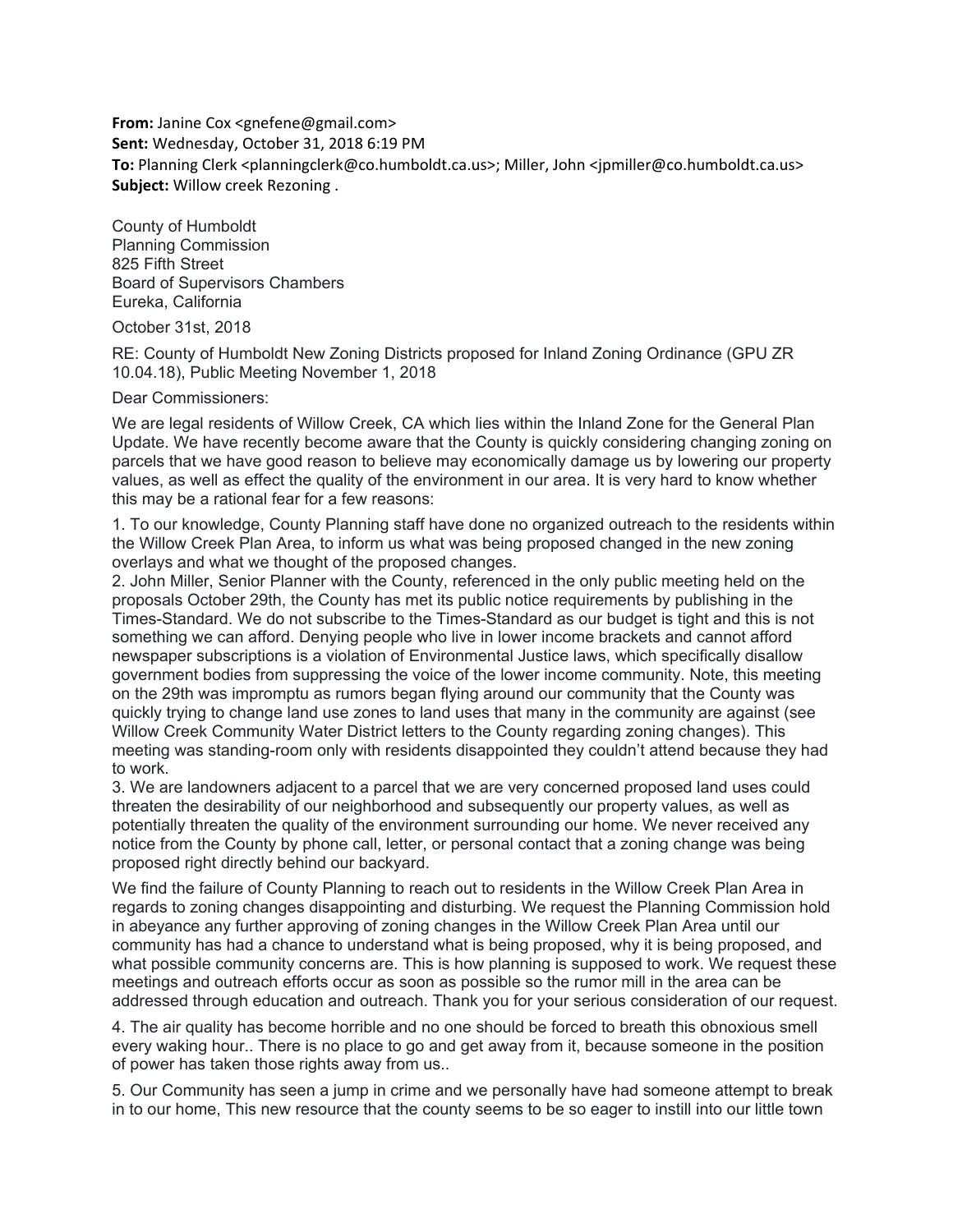**From:** Janine Cox <gnefene@gmail.com>
**Sent:** Wednesday, October 31, 2018 6:19 PM
**To:** Planning Clerk <planningclerk@co.humboldt.ca.us>; Miller, John <jpmiller@co.humboldt.ca.us>
**Subject:** Willow creek Rezoning .

County of Humboldt
Planning Commission
825 Fifth Street
Board of Supervisors Chambers
Eureka, California

October 31st, 2018

RE: County of Humboldt New Zoning Districts proposed for Inland Zoning Ordinance (GPU ZR 10.04.18), Public Meeting November 1, 2018

Dear Commissioners:

We are legal residents of Willow Creek, CA which lies within the Inland Zone for the General Plan Update. We have recently become aware that the County is quickly considering changing zoning on parcels that we have good reason to believe may economically damage us by lowering our property values, as well as effect the quality of the environment in our area. It is very hard to know whether this may be a rational fear for a few reasons:

1. To our knowledge, County Planning staff have done no organized outreach to the residents within the Willow Creek Plan Area, to inform us what was being proposed changed in the new zoning overlays and what we thought of the proposed changes.
2. John Miller, Senior Planner with the County, referenced in the only public meeting held on the proposals October 29th, the County has met its public notice requirements by publishing in the Times-Standard. We do not subscribe to the Times-Standard as our budget is tight and this is not something we can afford. Denying people who live in lower income brackets and cannot afford newspaper subscriptions is a violation of Environmental Justice laws, which specifically disallow government bodies from suppressing the voice of the lower income community. Note, this meeting on the 29th was impromptu as rumors began flying around our community that the County was quickly trying to change land use zones to land uses that many in the community are against (see Willow Creek Community Water District letters to the County regarding zoning changes). This meeting was standing-room only with residents disappointed they couldn't attend because they had to work.
3. We are landowners adjacent to a parcel that we are very concerned proposed land uses could threaten the desirability of our neighborhood and subsequently our property values, as well as potentially threaten the quality of the environment surrounding our home. We never received any notice from the County by phone call, letter, or personal contact that a zoning change was being proposed right directly behind our backyard.

We find the failure of County Planning to reach out to residents in the Willow Creek Plan Area in regards to zoning changes disappointing and disturbing. We request the Planning Commission hold in abeyance any further approving of zoning changes in the Willow Creek Plan Area until our community has had a chance to understand what is being proposed, why it is being proposed, and what possible community concerns are. This is how planning is supposed to work. We request these meetings and outreach efforts occur as soon as possible so the rumor mill in the area can be addressed through education and outreach. Thank you for your serious consideration of our request.

4. The air quality has become horrible and no one should be forced to breath this obnoxious smell every waking hour.. There is no place to go and get away from it, because someone in the position of power has taken those rights away from us..

5. Our Community has seen a jump in crime and we personally have had someone attempt to break in to our home, This new resource that the county seems to be so eager to instill into our little town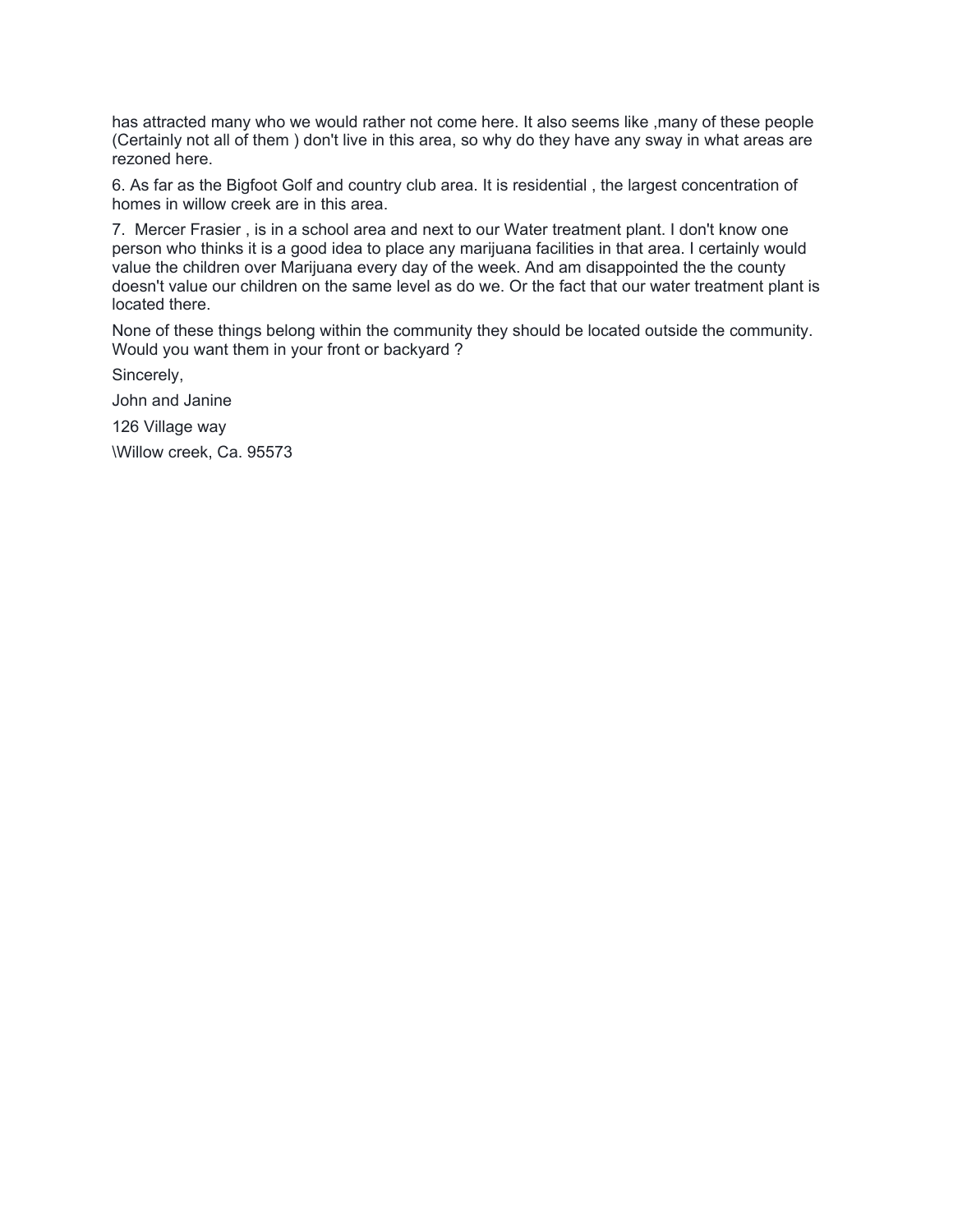has attracted many who we would rather not come here. It also seems like ,many of these people (Certainly not all of them ) don't live in this area, so why do they have any sway in what areas are rezoned here.

6. As far as the Bigfoot Golf and country club area. It is residential , the largest concentration of homes in willow creek are in this area.

7. Mercer Frasier , is in a school area and next to our Water treatment plant. I don't know one person who thinks it is a good idea to place any marijuana facilities in that area. I certainly would value the children over Marijuana every day of the week. And am disappointed the the county doesn't value our children on the same level as do we. Or the fact that our water treatment plant is located there.

None of these things belong within the community they should be located outside the community. Would you want them in your front or backyard ?

Sincerely,

John and Janine

126 Village way

\Willow creek, Ca. 95573